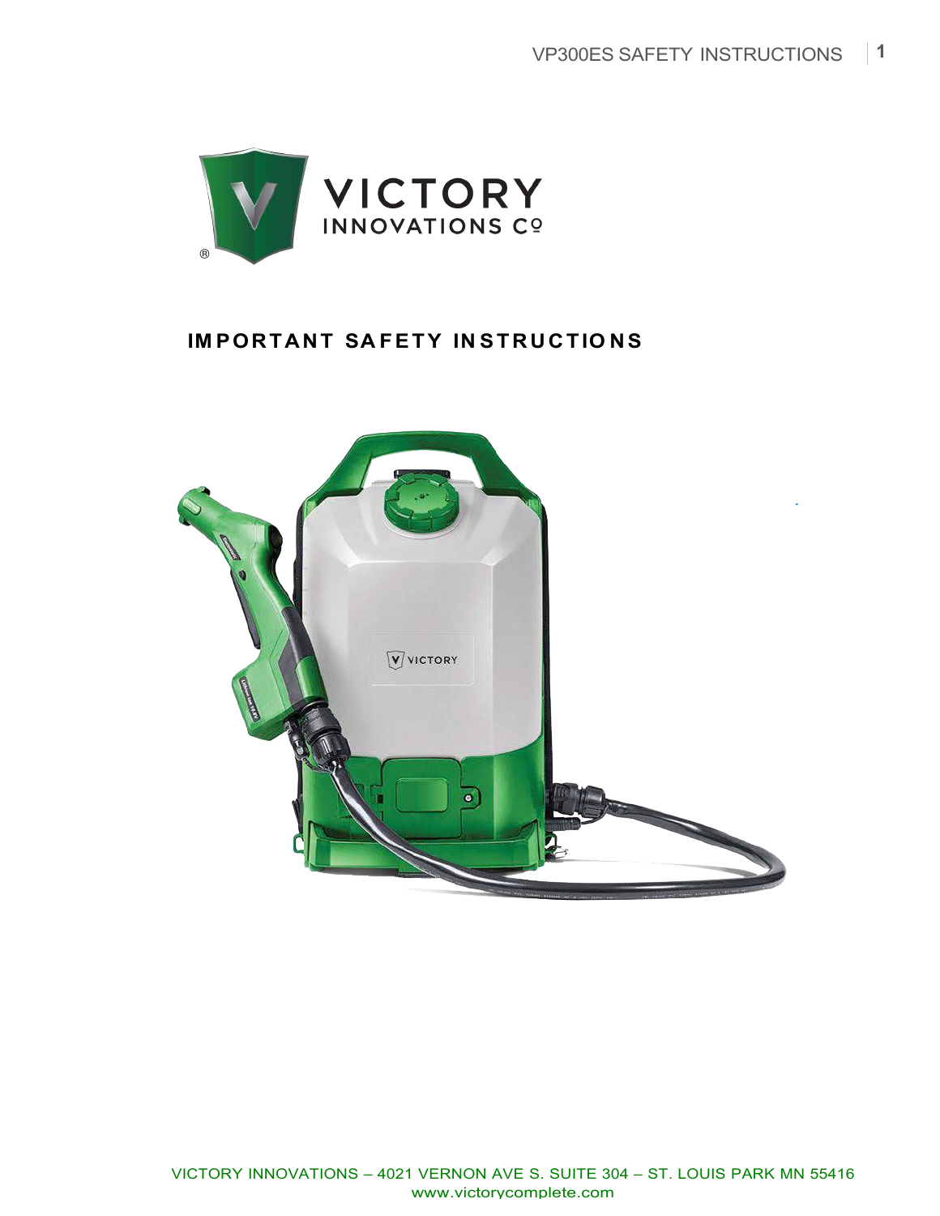VICTORY
INNOVATIONS Cº

# IMPORTANT SAFETY INSTRUCTIONS

VICTORY INNOVATIONS – 4021 VERNON AVE S. SUITE 304 – ST. LOUIS PARK MN 55416
www.victorycomplete.com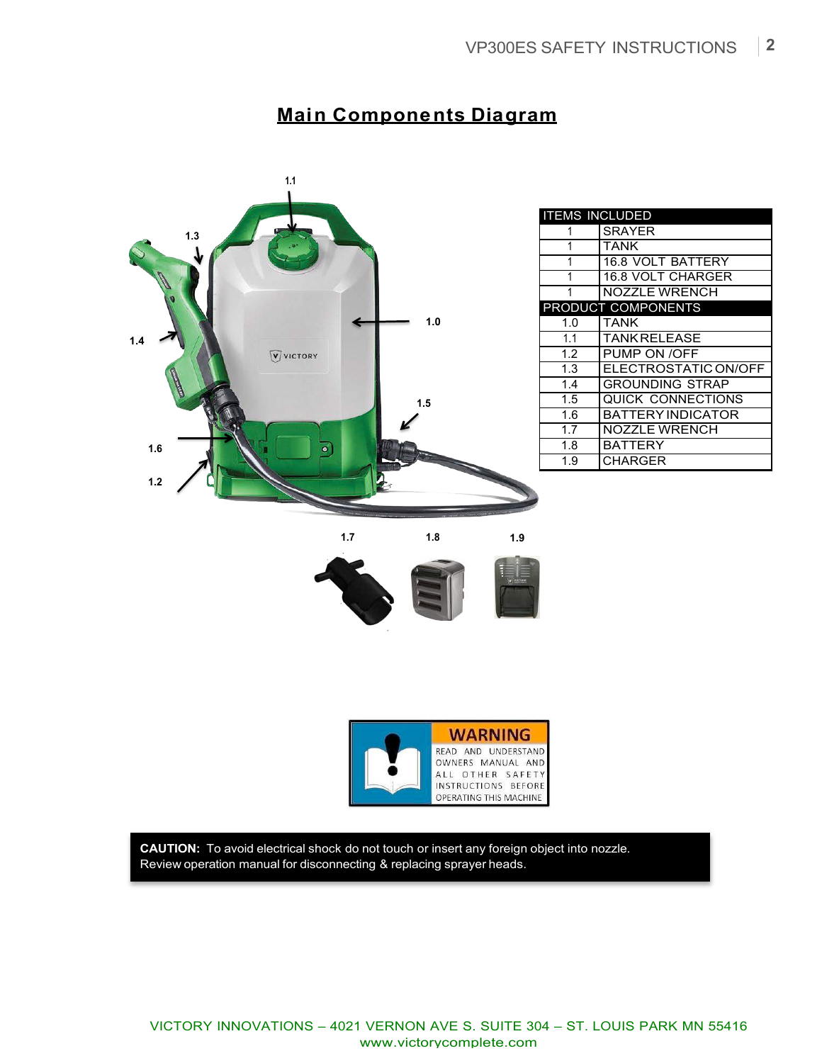## Main Components Diagram

| ITEMS INCLUDED | |
|---|---|
| 1 | SRAYER |
| 1 | TANK |
| 1 | 16.8 VOLT BATTERY |
| 1 | 16.8 VOLT CHARGER |
| 1 | NOZZLE WRENCH |
| **PRODUCT COMPONENTS** | |
| 1.0 | TANK |
| 1.1 | TANK RELEASE |
| 1.2 | PUMP ON /OFF |
| 1.3 | ELECTROSTATIC ON/OFF |
| 1.4 | GROUNDING STRAP |
| 1.5 | QUICK CONNECTIONS |
| 1.6 | BATTERY INDICATOR |
| 1.7 | NOZZLE WRENCH |
| 1.8 | BATTERY |
| 1.9 | CHARGER |

**WARNING**

READ AND UNDERSTAND OWNERS MANUAL AND ALL OTHER SAFETY INSTRUCTIONS BEFORE OPERATING THIS MACHINE

**CAUTION:** To avoid electrical shock do not touch or insert any foreign object into nozzle. Review operation manual for disconnecting & replacing sprayer heads.

VICTORY INNOVATIONS – 4021 VERNON AVE S. SUITE 304 – ST. LOUIS PARK MN 55416
www.victorycomplete.com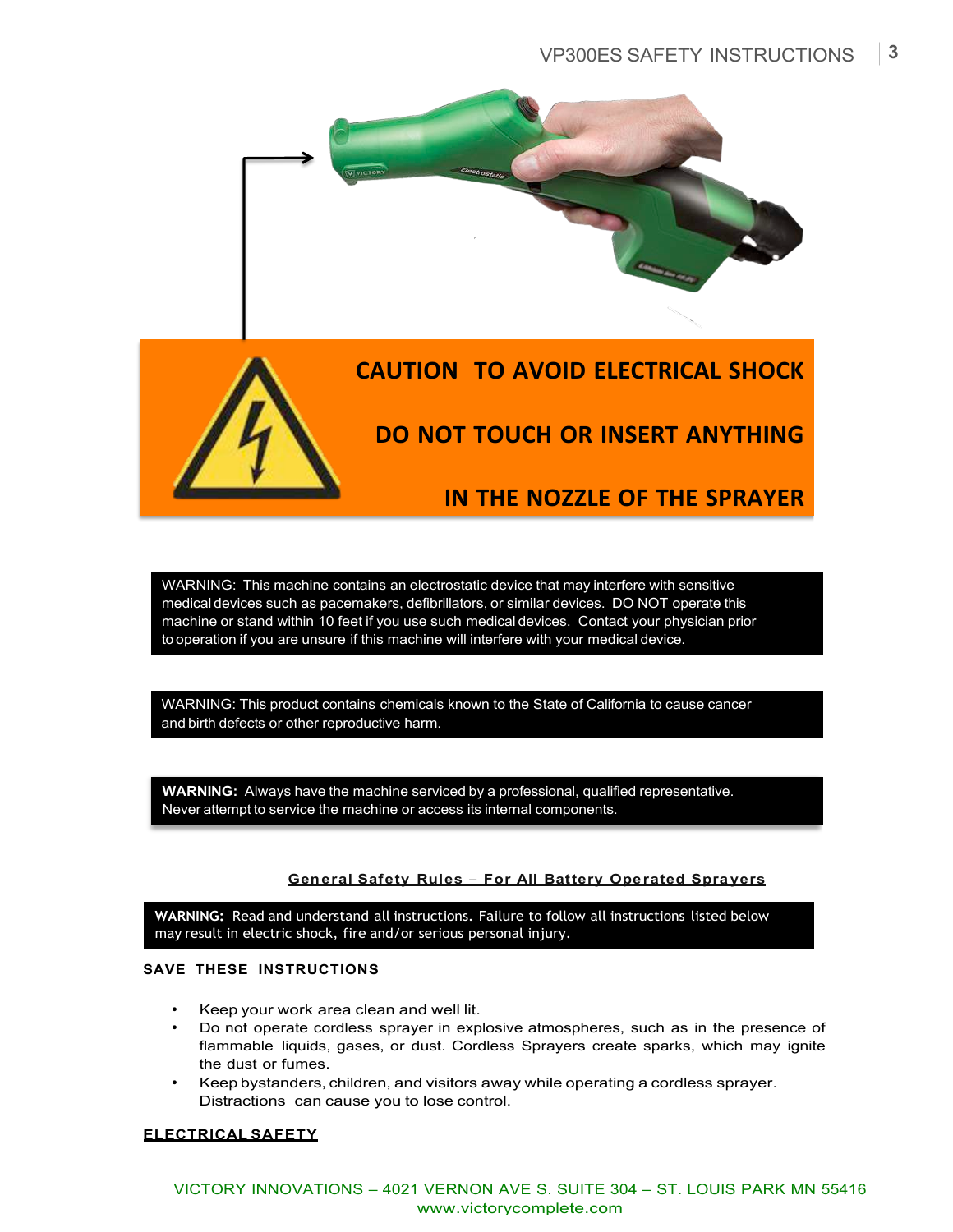**CAUTION TO AVOID ELECTRICAL SHOCK**

**DO NOT TOUCH OR INSERT ANYTHING**

**IN THE NOZZLE OF THE SPRAYER**

WARNING: This machine contains an electrostatic device that may interfere with sensitive medical devices such as pacemakers, defibrillators, or similar devices. DO NOT operate this machine or stand within 10 feet if you use such medical devices. Contact your physician prior to operation if you are unsure if this machine will interfere with your medical device.

WARNING: This product contains chemicals known to the State of California to cause cancer and birth defects or other reproductive harm.

**WARNING:** Always have the machine serviced by a professional, qualified representative. Never attempt to service the machine or access its internal components.

## General Safety Rules – For All Battery Operated Sprayers

**WARNING:** Read and understand all instructions. Failure to follow all instructions listed below may result in electric shock, fire and/or serious personal injury.

**SAVE THESE INSTRUCTIONS**

- Keep your work area clean and well lit.
- Do not operate cordless sprayer in explosive atmospheres, such as in the presence of flammable liquids, gases, or dust. Cordless Sprayers create sparks, which may ignite the dust or fumes.
- Keep bystanders, children, and visitors away while operating a cordless sprayer. Distractions can cause you to lose control.

## ELECTRICAL SAFETY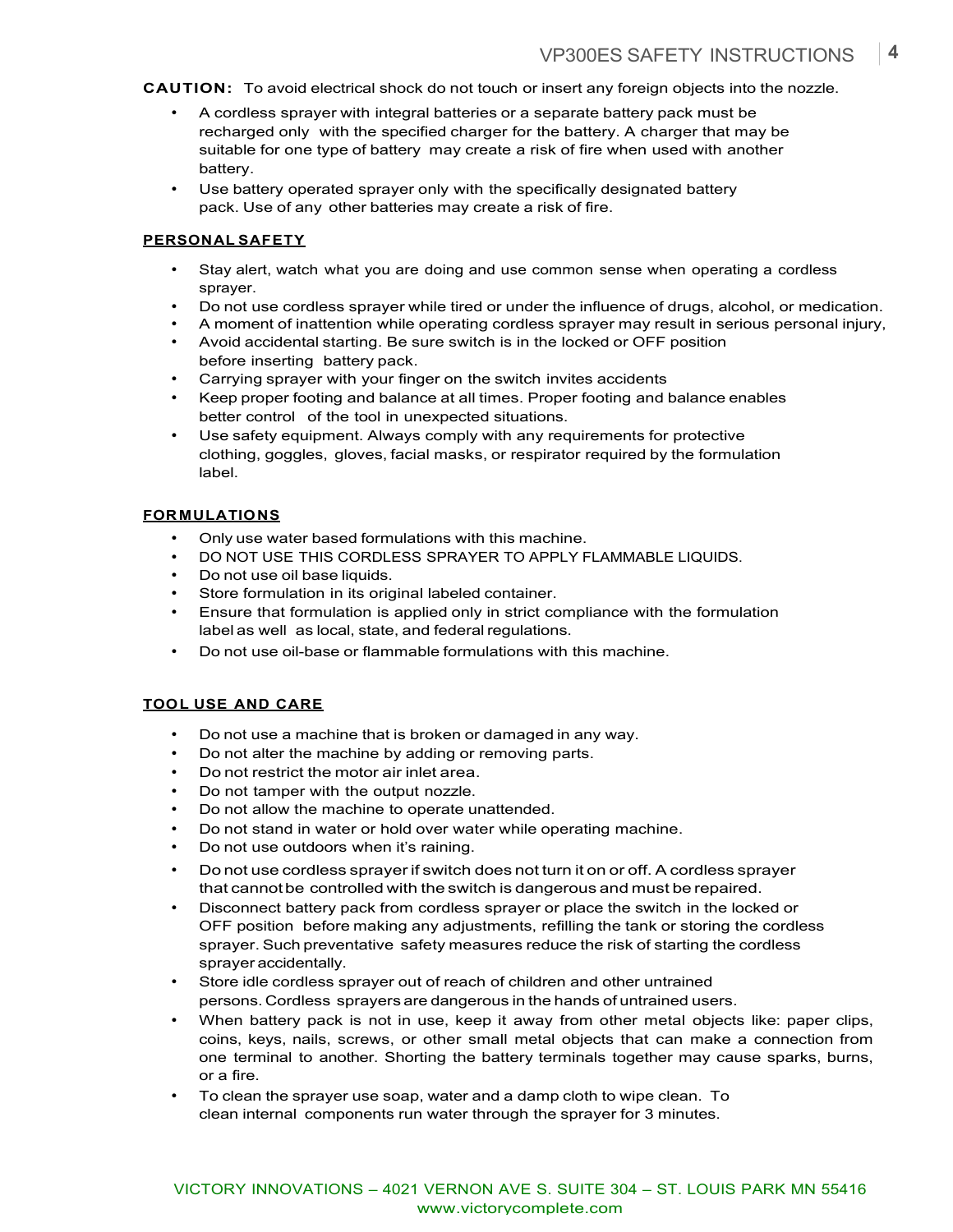**CAUTION:** To avoid electrical shock do not touch or insert any foreign objects into the nozzle.

- A cordless sprayer with integral batteries or a separate battery pack must be recharged only with the specified charger for the battery. A charger that may be suitable for one type of battery may create a risk of fire when used with another battery.
- Use battery operated sprayer only with the specifically designated battery pack. Use of any other batteries may create a risk of fire.

## PERSONAL SAFETY

- Stay alert, watch what you are doing and use common sense when operating a cordless sprayer.
- Do not use cordless sprayer while tired or under the influence of drugs, alcohol, or medication.
- A moment of inattention while operating cordless sprayer may result in serious personal injury,
- Avoid accidental starting. Be sure switch is in the locked or OFF position before inserting battery pack.
- Carrying sprayer with your finger on the switch invites accidents
- Keep proper footing and balance at all times. Proper footing and balance enables better control of the tool in unexpected situations.
- Use safety equipment. Always comply with any requirements for protective clothing, goggles, gloves, facial masks, or respirator required by the formulation label.

## FORMULATIONS

- Only use water based formulations with this machine.
- DO NOT USE THIS CORDLESS SPRAYER TO APPLY FLAMMABLE LIQUIDS.
- Do not use oil base liquids.
- Store formulation in its original labeled container.
- Ensure that formulation is applied only in strict compliance with the formulation label as well as local, state, and federal regulations.
- Do not use oil-base or flammable formulations with this machine.

## TOOL USE AND CARE

- Do not use a machine that is broken or damaged in any way.
- Do not alter the machine by adding or removing parts.
- Do not restrict the motor air inlet area.
- Do not tamper with the output nozzle.
- Do not allow the machine to operate unattended.
- Do not stand in water or hold over water while operating machine.
- Do not use outdoors when it's raining.
- Do not use cordless sprayer if switch does not turn it on or off. A cordless sprayer that cannot be controlled with the switch is dangerous and must be repaired.
- Disconnect battery pack from cordless sprayer or place the switch in the locked or OFF position before making any adjustments, refilling the tank or storing the cordless sprayer. Such preventative safety measures reduce the risk of starting the cordless sprayer accidentally.
- Store idle cordless sprayer out of reach of children and other untrained persons. Cordless sprayers are dangerous in the hands of untrained users.
- When battery pack is not in use, keep it away from other metal objects like: paper clips, coins, keys, nails, screws, or other small metal objects that can make a connection from one terminal to another. Shorting the battery terminals together may cause sparks, burns, or a fire.
- To clean the sprayer use soap, water and a damp cloth to wipe clean. To clean internal components run water through the sprayer for 3 minutes.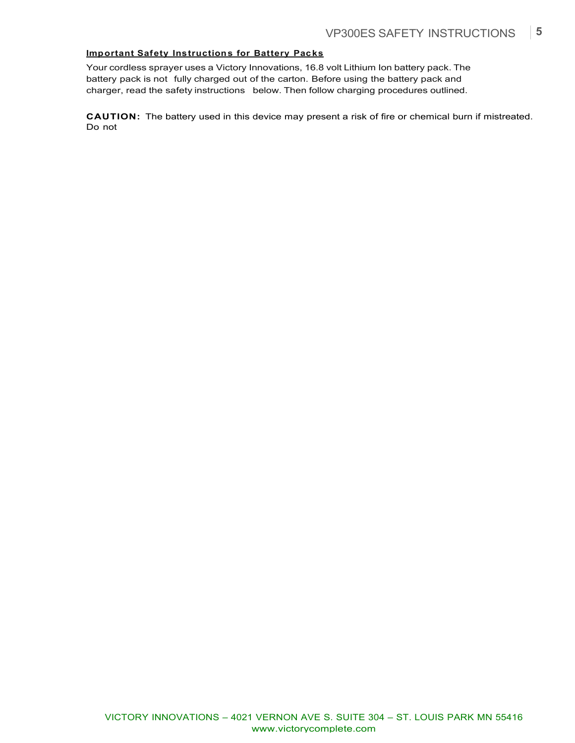**Important Safety Instructions for Battery Packs**

Your cordless sprayer uses a Victory Innovations, 16.8 volt Lithium Ion battery pack. The battery pack is not fully charged out of the carton. Before using the battery pack and charger, read the safety instructions below. Then follow charging procedures outlined.

**CAUTION:** The battery used in this device may present a risk of fire or chemical burn if mistreated. Do not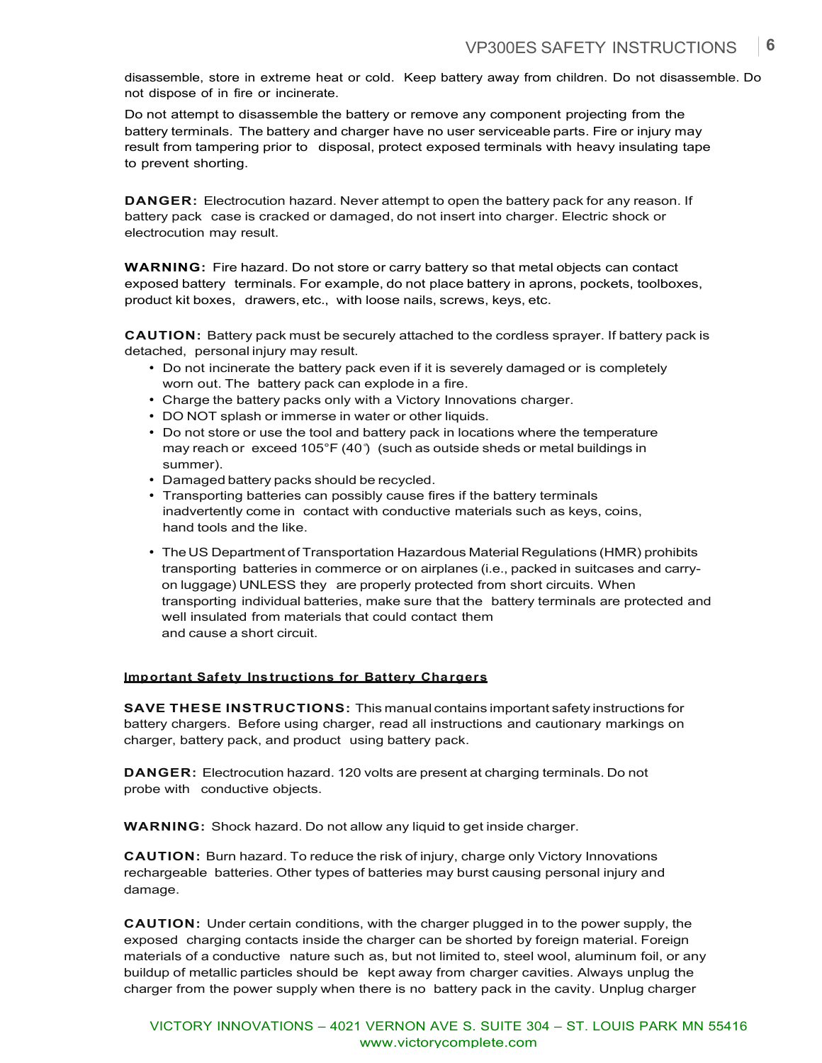disassemble, store in extreme heat or cold. Keep battery away from children. Do not disassemble. Do not dispose of in fire or incinerate.

Do not attempt to disassemble the battery or remove any component projecting from the battery terminals. The battery and charger have no user serviceable parts. Fire or injury may result from tampering prior to disposal, protect exposed terminals with heavy insulating tape to prevent shorting.

**DANGER:** Electrocution hazard. Never attempt to open the battery pack for any reason. If battery pack case is cracked or damaged, do not insert into charger. Electric shock or electrocution may result.

**WARNING:** Fire hazard. Do not store or carry battery so that metal objects can contact exposed battery terminals. For example, do not place battery in aprons, pockets, toolboxes, product kit boxes, drawers, etc., with loose nails, screws, keys, etc.

**CAUTION:** Battery pack must be securely attached to the cordless sprayer. If battery pack is detached, personal injury may result.

- Do not incinerate the battery pack even if it is severely damaged or is completely worn out. The battery pack can explode in a fire.
- Charge the battery packs only with a Victory Innovations charger.
- DO NOT splash or immerse in water or other liquids.
- Do not store or use the tool and battery pack in locations where the temperature may reach or exceed 105°F (40°) (such as outside sheds or metal buildings in summer).
- Damaged battery packs should be recycled.
- Transporting batteries can possibly cause fires if the battery terminals inadvertently come in contact with conductive materials such as keys, coins, hand tools and the like.
- The US Department of Transportation Hazardous Material Regulations (HMR) prohibits transporting batteries in commerce or on airplanes (i.e., packed in suitcases and carry-on luggage) UNLESS they are properly protected from short circuits. When transporting individual batteries, make sure that the battery terminals are protected and well insulated from materials that could contact them and cause a short circuit.

## Important Safety Instructions for Battery Chargers

**SAVE THESE INSTRUCTIONS:** This manual contains important safety instructions for battery chargers. Before using charger, read all instructions and cautionary markings on charger, battery pack, and product using battery pack.

**DANGER:** Electrocution hazard. 120 volts are present at charging terminals. Do not probe with conductive objects.

**WARNING:** Shock hazard. Do not allow any liquid to get inside charger.

**CAUTION:** Burn hazard. To reduce the risk of injury, charge only Victory Innovations rechargeable batteries. Other types of batteries may burst causing personal injury and damage.

**CAUTION:** Under certain conditions, with the charger plugged in to the power supply, the exposed charging contacts inside the charger can be shorted by foreign material. Foreign materials of a conductive nature such as, but not limited to, steel wool, aluminum foil, or any buildup of metallic particles should be kept away from charger cavities. Always unplug the charger from the power supply when there is no battery pack in the cavity. Unplug charger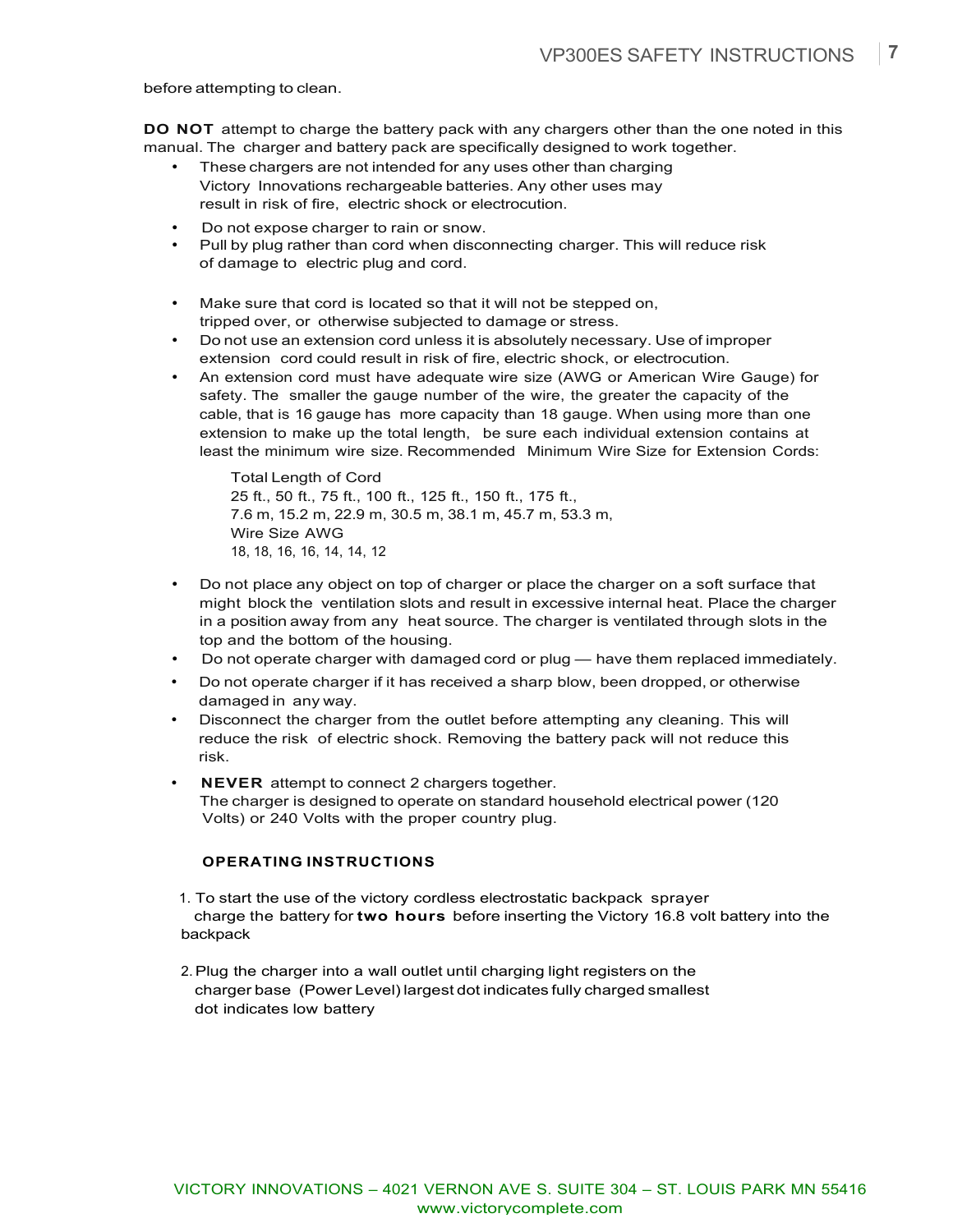before attempting to clean.

**DO NOT** attempt to charge the battery pack with any chargers other than the one noted in this manual. The charger and battery pack are specifically designed to work together.

- These chargers are not intended for any uses other than charging Victory Innovations rechargeable batteries. Any other uses may result in risk of fire, electric shock or electrocution.
- Do not expose charger to rain or snow.
- Pull by plug rather than cord when disconnecting charger. This will reduce risk of damage to electric plug and cord.
- Make sure that cord is located so that it will not be stepped on, tripped over, or otherwise subjected to damage or stress.
- Do not use an extension cord unless it is absolutely necessary. Use of improper extension cord could result in risk of fire, electric shock, or electrocution.
- An extension cord must have adequate wire size (AWG or American Wire Gauge) for safety. The smaller the gauge number of the wire, the greater the capacity of the cable, that is 16 gauge has more capacity than 18 gauge. When using more than one extension to make up the total length, be sure each individual extension contains at least the minimum wire size. Recommended Minimum Wire Size for Extension Cords:

  Total Length of Cord
  25 ft., 50 ft., 75 ft., 100 ft., 125 ft., 150 ft., 175 ft.,
  7.6 m, 15.2 m, 22.9 m, 30.5 m, 38.1 m, 45.7 m, 53.3 m,
  Wire Size AWG
  18, 18, 16, 16, 14, 14, 12

- Do not place any object on top of charger or place the charger on a soft surface that might block the ventilation slots and result in excessive internal heat. Place the charger in a position away from any heat source. The charger is ventilated through slots in the top and the bottom of the housing.
- Do not operate charger with damaged cord or plug — have them replaced immediately.
- Do not operate charger if it has received a sharp blow, been dropped, or otherwise damaged in any way.
- Disconnect the charger from the outlet before attempting any cleaning. This will reduce the risk of electric shock. Removing the battery pack will not reduce this risk.
- **NEVER** attempt to connect 2 chargers together.
  The charger is designed to operate on standard household electrical power (120 Volts) or 240 Volts with the proper country plug.

## OPERATING INSTRUCTIONS

1. To start the use of the victory cordless electrostatic backpack sprayer charge the battery for **two hours** before inserting the Victory 16.8 volt battery into the backpack
2. Plug the charger into a wall outlet until charging light registers on the charger base (Power Level) largest dot indicates fully charged smallest dot indicates low battery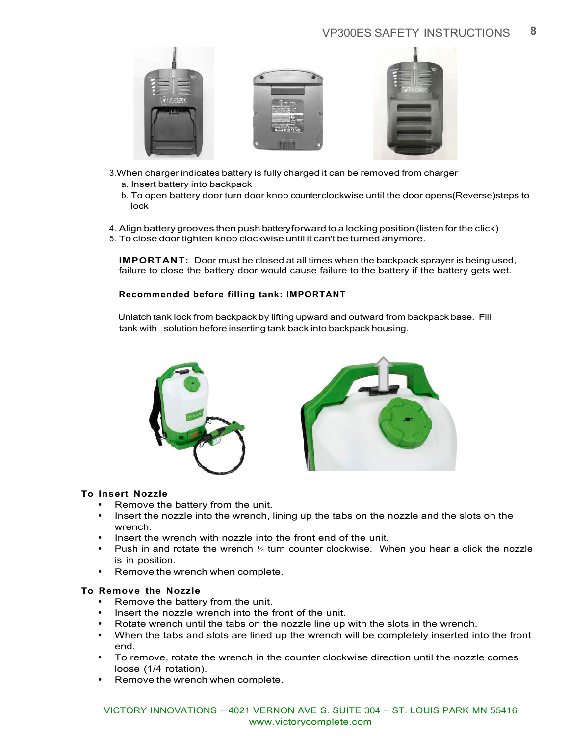3. When charger indicates battery is fully charged it can be removed from charger
   a. Insert battery into backpack
   b. To open battery door turn door knob counterclockwise until the door opens(Reverse)steps to lock

4. Align battery grooves then push battery forward to a locking position (listen for the click)
5. To close door tighten knob clockwise until it can't be turned anymore.

**IMPORTANT:** Door must be closed at all times when the backpack sprayer is being used, failure to close the battery door would cause failure to the battery if the battery gets wet.

**Recommended before filling tank: IMPORTANT**

Unlatch tank lock from backpack by lifting upward and outward from backpack base. Fill tank with solution before inserting tank back into backpack housing.

**To Insert Nozzle**

- Remove the battery from the unit.
- Insert the nozzle into the wrench, lining up the tabs on the nozzle and the slots on the wrench.
- Insert the wrench with nozzle into the front end of the unit.
- Push in and rotate the wrench ¼ turn counter clockwise. When you hear a click the nozzle is in position.
- Remove the wrench when complete.

**To Remove the Nozzle**

- Remove the battery from the unit.
- Insert the nozzle wrench into the front of the unit.
- Rotate wrench until the tabs on the nozzle line up with the slots in the wrench.
- When the tabs and slots are lined up the wrench will be completely inserted into the front end.
- To remove, rotate the wrench in the counter clockwise direction until the nozzle comes loose (1/4 rotation).
- Remove the wrench when complete.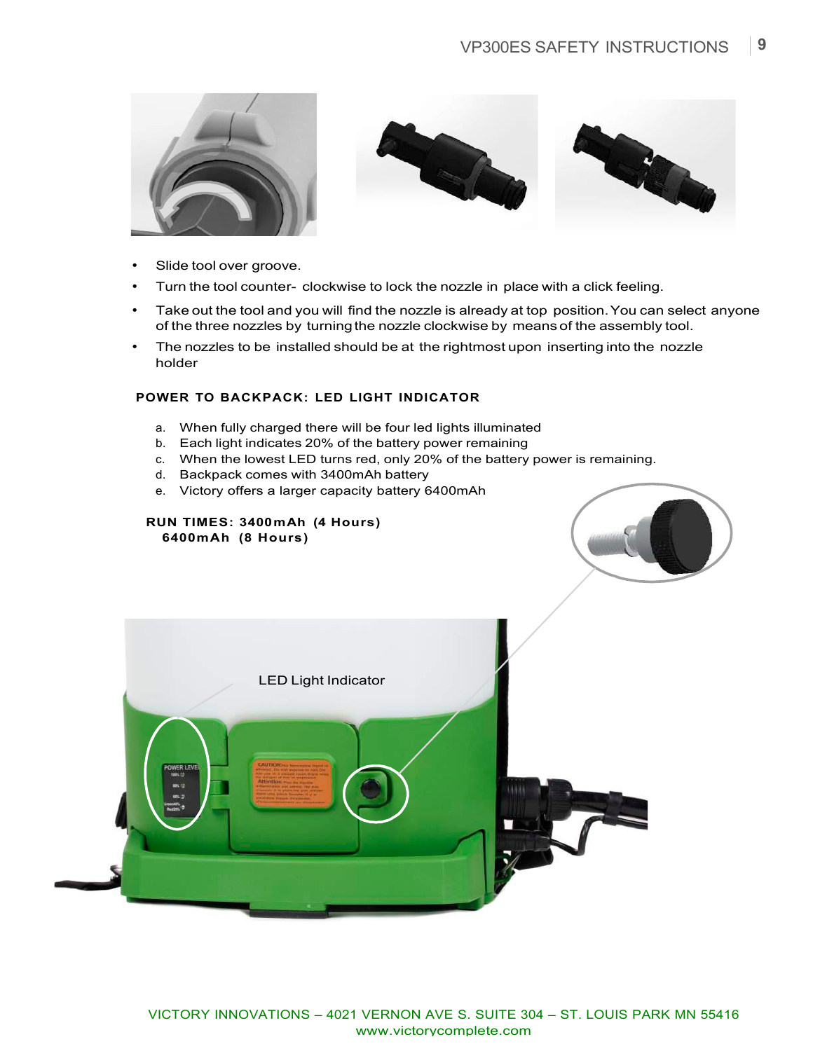- Slide tool over groove.
- Turn the tool counter- clockwise to lock the nozzle in place with a click feeling.
- Take out the tool and you will find the nozzle is already at top position. You can select anyone of the three nozzles by turning the nozzle clockwise by means of the assembly tool.
- The nozzles to be installed should be at the rightmost upon inserting into the nozzle holder

**POWER TO BACKPACK: LED LIGHT INDICATOR**

a. When fully charged there will be four led lights illuminated
b. Each light indicates 20% of the battery power remaining
c. When the lowest LED turns red, only 20% of the battery power is remaining.
d. Backpack comes with 3400mAh battery
e. Victory offers a larger capacity battery 6400mAh

**RUN TIMES: 3400mAh (4 Hours)**
**6400mAh (8 Hours)**

LED Light Indicator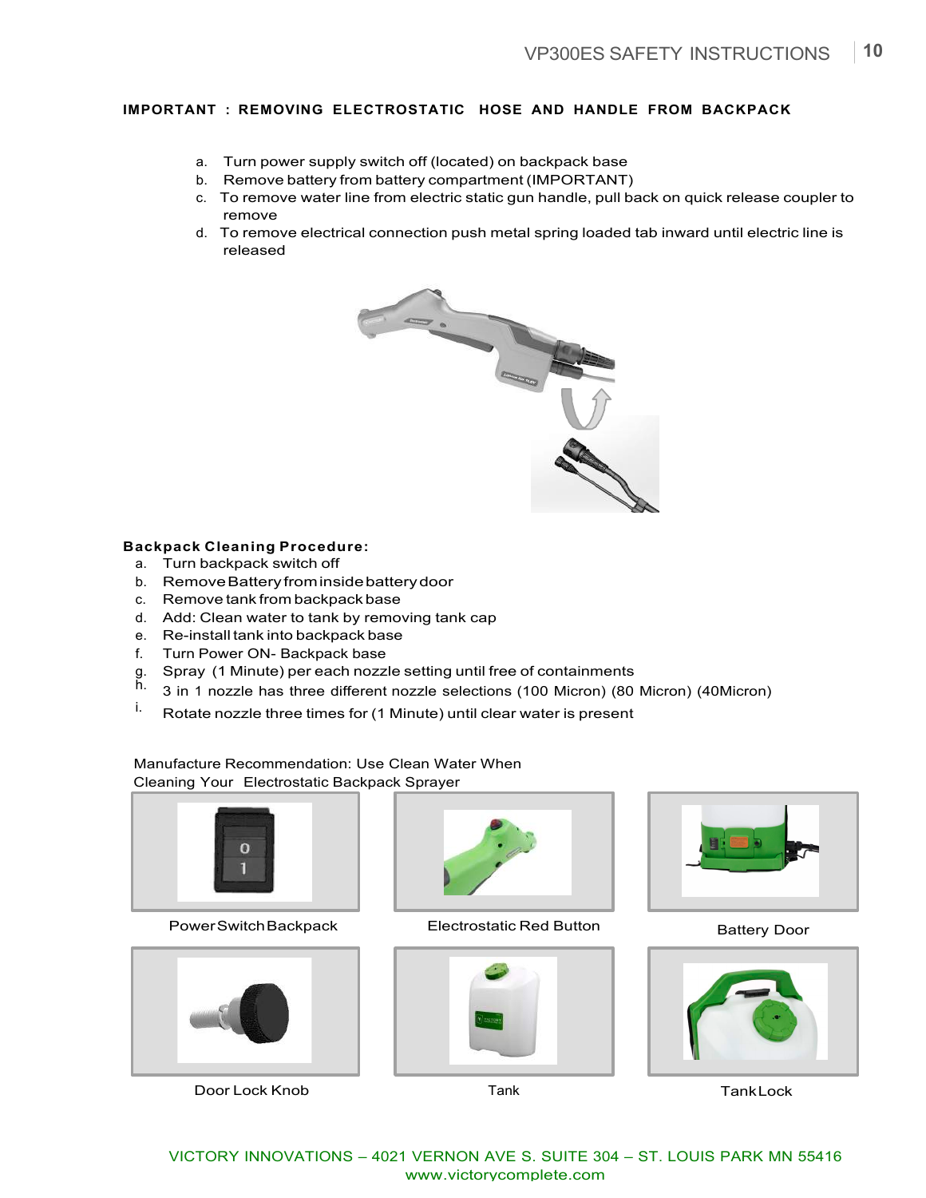**IMPORTANT : REMOVING ELECTROSTATIC HOSE AND HANDLE FROM BACKPACK**

a. Turn power supply switch off (located) on backpack base
b. Remove battery from battery compartment (IMPORTANT)
c. To remove water line from electric static gun handle, pull back on quick release coupler to remove
d. To remove electrical connection push metal spring loaded tab inward until electric line is released

**Backpack Cleaning Procedure:**

a. Turn backpack switch off
b. Remove Battery from inside battery door
c. Remove tank from backpack base
d. Add: Clean water to tank by removing tank cap
e. Re-install tank into backpack base
f. Turn Power ON- Backpack base
g. Spray (1 Minute) per each nozzle setting until free of containments
h. 3 in 1 nozzle has three different nozzle selections (100 Micron) (80 Micron) (40Micron)
i. Rotate nozzle three times for (1 Minute) until clear water is present

Manufacture Recommendation: Use Clean Water When Cleaning Your Electrostatic Backpack Sprayer

Power Switch Backpack

Electrostatic Red Button

Battery Door

Door Lock Knob

Tank

Tank Lock

VICTORY INNOVATIONS – 4021 VERNON AVE S. SUITE 304 – ST. LOUIS PARK MN 55416
www.victorycomplete.com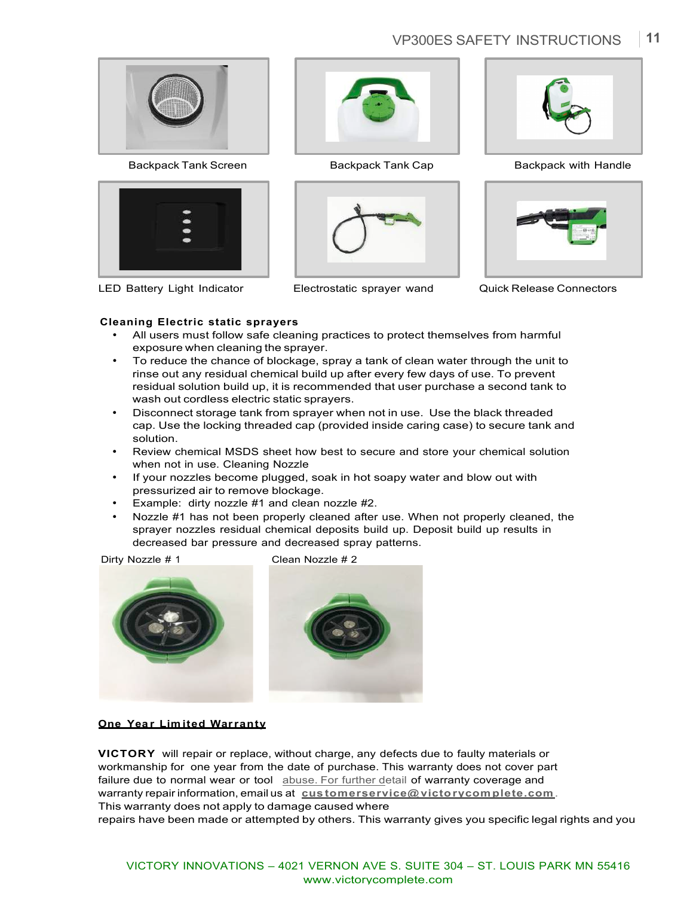Backpack Tank Screen

Backpack Tank Cap

Backpack with Handle

LED Battery Light Indicator

Electrostatic sprayer wand

Quick Release Connectors

**Cleaning Electric static sprayers**

- All users must follow safe cleaning practices to protect themselves from harmful exposure when cleaning the sprayer.
- To reduce the chance of blockage, spray a tank of clean water through the unit to rinse out any residual chemical build up after every few days of use. To prevent residual solution build up, it is recommended that user purchase a second tank to wash out cordless electric static sprayers.
- Disconnect storage tank from sprayer when not in use. Use the black threaded cap. Use the locking threaded cap (provided inside caring case) to secure tank and solution.
- Review chemical MSDS sheet how best to secure and store your chemical solution when not in use. Cleaning Nozzle
- If your nozzles become plugged, soak in hot soapy water and blow out with pressurized air to remove blockage.
- Example: dirty nozzle #1 and clean nozzle #2.
- Nozzle #1 has not been properly cleaned after use. When not properly cleaned, the sprayer nozzles residual chemical deposits build up. Deposit build up results in decreased bar pressure and decreased spray patterns.

Dirty Nozzle # 1

Clean Nozzle # 2

**One Year Limited Warranty**

**VICTORY** will repair or replace, without charge, any defects due to faulty materials or workmanship for one year from the date of purchase. This warranty does not cover part failure due to normal wear or tool abuse. For further detail of warranty coverage and warranty repair information, email us at **customerservice@victorycomplete.com**.
This warranty does not apply to damage caused where
repairs have been made or attempted by others. This warranty gives you specific legal rights and you

VICTORY INNOVATIONS – 4021 VERNON AVE S. SUITE 304 – ST. LOUIS PARK MN 55416
www.victorycomplete.com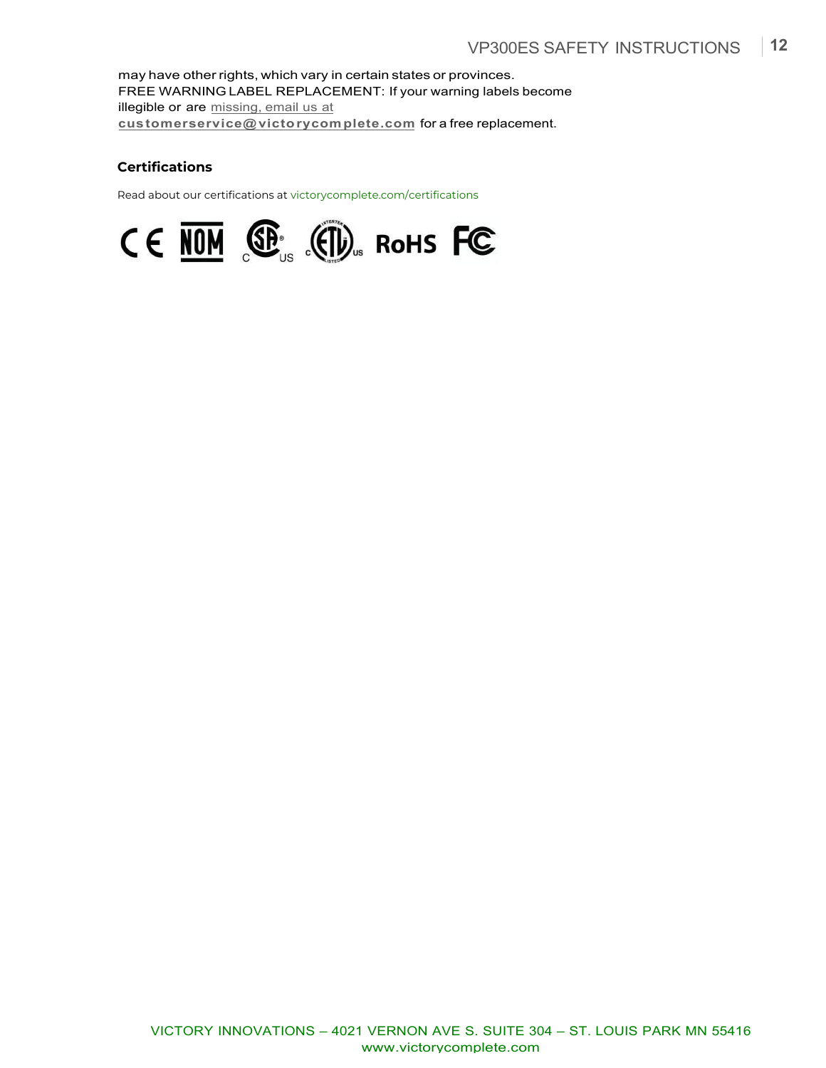may have other rights, which vary in certain states or provinces.
FREE WARNING LABEL REPLACEMENT: If your warning labels become illegible or are missing, email us at customerservice@victorycomplete.com for a free replacement.

### Certifications

Read about our certifications at victorycomplete.com/certifications

CE NOM CSA C US ETL C US RoHS FC

VICTORY INNOVATIONS – 4021 VERNON AVE S. SUITE 304 – ST. LOUIS PARK MN 55416
www.victorycomplete.com